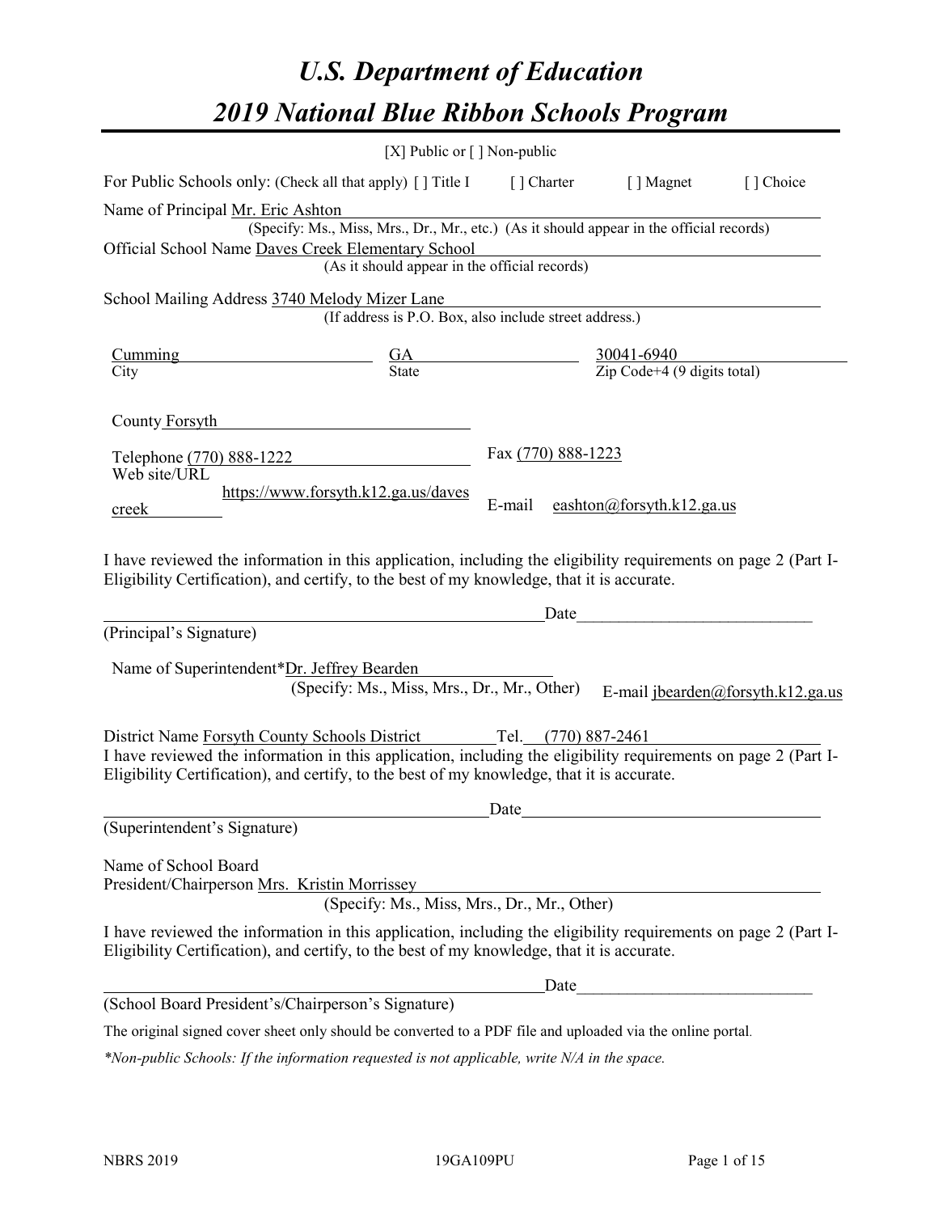# *U.S. Department of Education*

# *2019 National Blue Ribbon Schools Program*

[X] Public or [ ] Non-public

For Public Schools only: (Check all that apply) [ ] Title I [ ] Charter [ ] Magnet [ ] Choice

Name of Principal Mr. Eric Ashton
(Specify: Ms., Miss, Mrs., Dr., Mr., etc.) (As it should appear in the official records)

Official School Name Daves Creek Elementary School
(As it should appear in the official records)

School Mailing Address 3740 Melody Mizer Lane
(If address is P.O. Box, also include street address.)

| Cumming | GA | 30041-6940 |
|---|---|---|
| City | State | Zip Code+4 (9 digits total) |

County Forsyth

Telephone (770) 888-1222 Fax (770) 888-1223

Web site/URL https://www.forsyth.k12.ga.us/davescreek E-mail eashton@forsyth.k12.ga.us

I have reviewed the information in this application, including the eligibility requirements on page 2 (Part I-Eligibility Certification), and certify, to the best of my knowledge, that it is accurate.

_______________________________________________ Date___________________________

(Principal's Signature)

Name of Superintendent* Dr. Jeffrey Bearden
(Specify: Ms., Miss, Mrs., Dr., Mr., Other) E-mail jbearden@forsyth.k12.ga.us

District Name Forsyth County Schools District Tel. (770) 887-2461

I have reviewed the information in this application, including the eligibility requirements on page 2 (Part I-Eligibility Certification), and certify, to the best of my knowledge, that it is accurate.

_______________________________________________ Date___________________________

(Superintendent's Signature)

Name of School Board
President/Chairperson Mrs. Kristin Morrissey
(Specify: Ms., Miss, Mrs., Dr., Mr., Other)

I have reviewed the information in this application, including the eligibility requirements on page 2 (Part I-Eligibility Certification), and certify, to the best of my knowledge, that it is accurate.

_______________________________________________ Date___________________________

(School Board President's/Chairperson's Signature)

The original signed cover sheet only should be converted to a PDF file and uploaded via the online portal.

*\*Non-public Schools: If the information requested is not applicable, write N/A in the space.*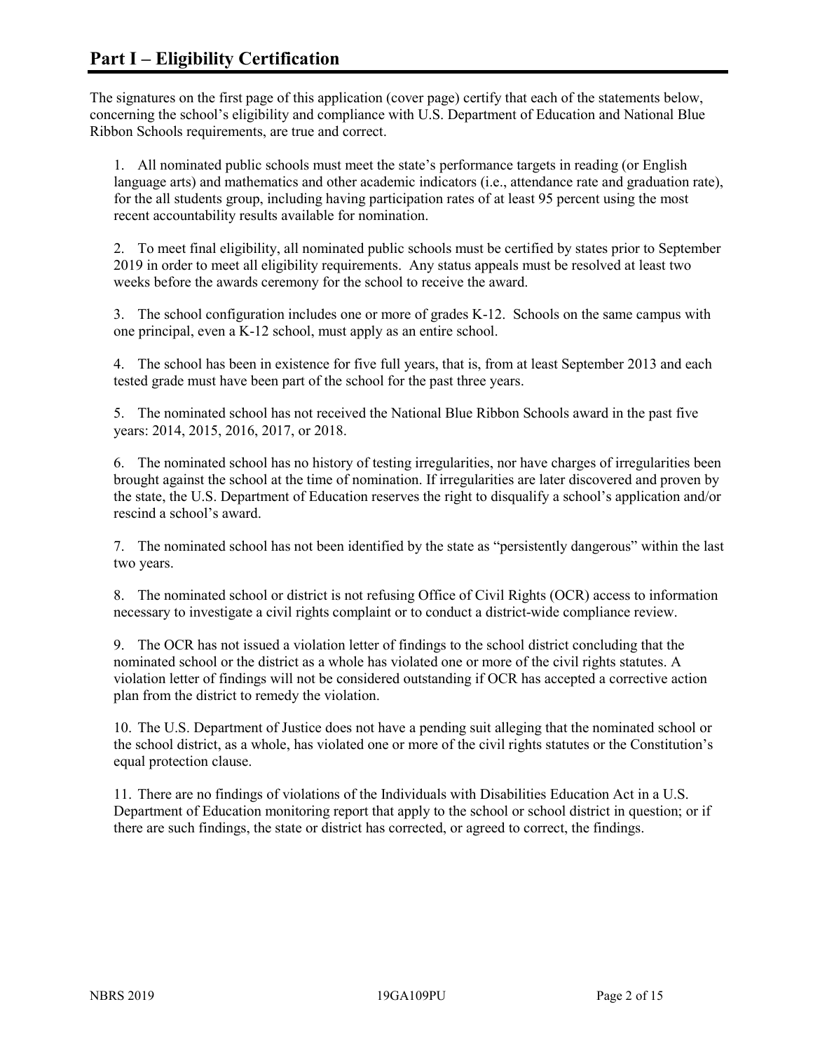# Part I – Eligibility Certification

The signatures on the first page of this application (cover page) certify that each of the statements below, concerning the school's eligibility and compliance with U.S. Department of Education and National Blue Ribbon Schools requirements, are true and correct.

1. All nominated public schools must meet the state's performance targets in reading (or English language arts) and mathematics and other academic indicators (i.e., attendance rate and graduation rate), for the all students group, including having participation rates of at least 95 percent using the most recent accountability results available for nomination.

2. To meet final eligibility, all nominated public schools must be certified by states prior to September 2019 in order to meet all eligibility requirements. Any status appeals must be resolved at least two weeks before the awards ceremony for the school to receive the award.

3. The school configuration includes one or more of grades K-12. Schools on the same campus with one principal, even a K-12 school, must apply as an entire school.

4. The school has been in existence for five full years, that is, from at least September 2013 and each tested grade must have been part of the school for the past three years.

5. The nominated school has not received the National Blue Ribbon Schools award in the past five years: 2014, 2015, 2016, 2017, or 2018.

6. The nominated school has no history of testing irregularities, nor have charges of irregularities been brought against the school at the time of nomination. If irregularities are later discovered and proven by the state, the U.S. Department of Education reserves the right to disqualify a school's application and/or rescind a school's award.

7. The nominated school has not been identified by the state as "persistently dangerous" within the last two years.

8. The nominated school or district is not refusing Office of Civil Rights (OCR) access to information necessary to investigate a civil rights complaint or to conduct a district-wide compliance review.

9. The OCR has not issued a violation letter of findings to the school district concluding that the nominated school or the district as a whole has violated one or more of the civil rights statutes. A violation letter of findings will not be considered outstanding if OCR has accepted a corrective action plan from the district to remedy the violation.

10. The U.S. Department of Justice does not have a pending suit alleging that the nominated school or the school district, as a whole, has violated one or more of the civil rights statutes or the Constitution's equal protection clause.

11. There are no findings of violations of the Individuals with Disabilities Education Act in a U.S. Department of Education monitoring report that apply to the school or school district in question; or if there are such findings, the state or district has corrected, or agreed to correct, the findings.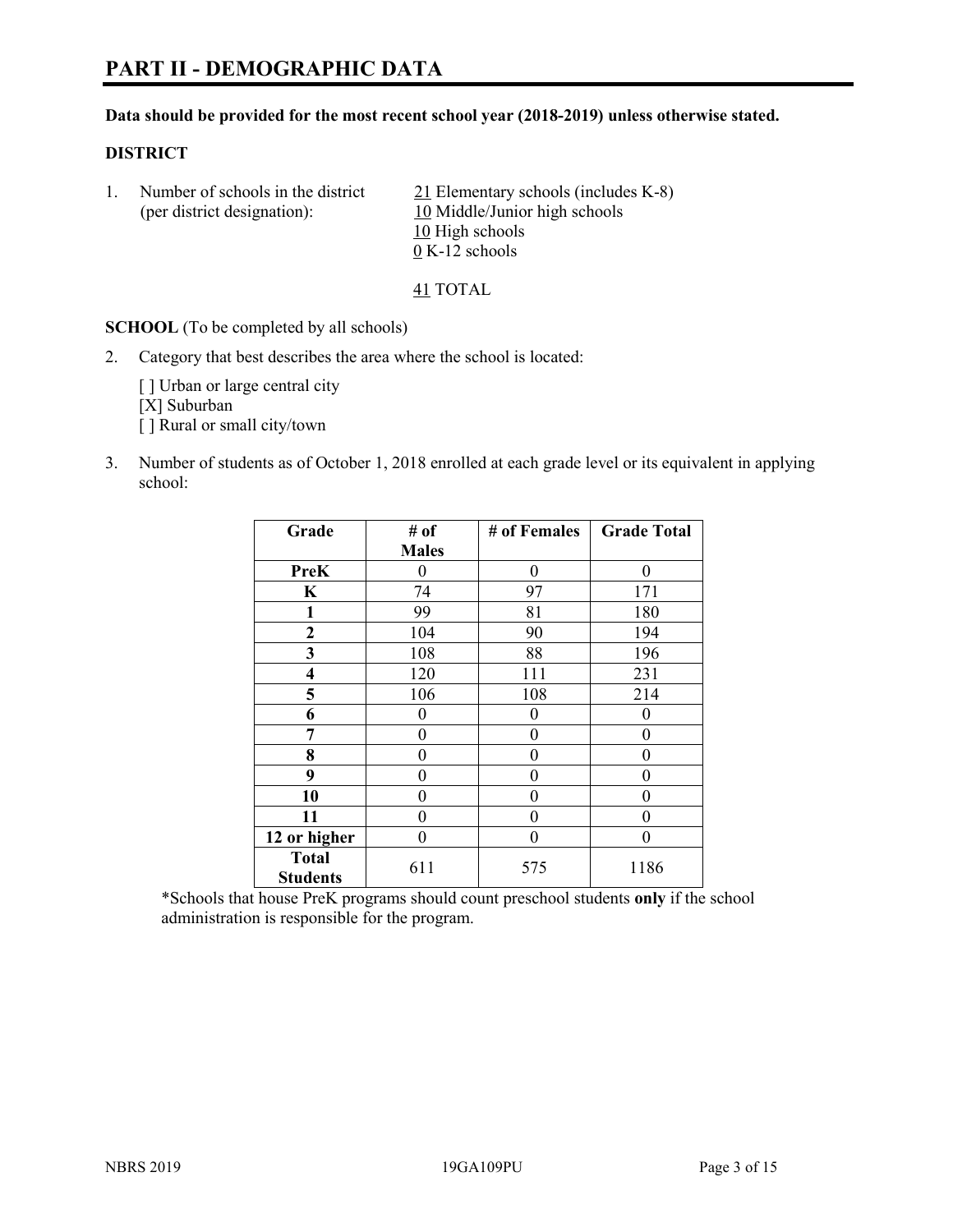# PART II - DEMOGRAPHIC DATA

**Data should be provided for the most recent school year (2018-2019) unless otherwise stated.**

**DISTRICT**

1. Number of schools in the district (per district designation):
   - 21 Elementary schools (includes K-8)
   - 10 Middle/Junior high schools
   - 10 High schools
   - 0 K-12 schools

   41 TOTAL

**SCHOOL** (To be completed by all schools)

2. Category that best describes the area where the school is located:

   [ ] Urban or large central city
   [X] Suburban
   [ ] Rural or small city/town

3. Number of students as of October 1, 2018 enrolled at each grade level or its equivalent in applying school:

| Grade | # of Males | # of Females | Grade Total |
|---|---|---|---|
| **PreK** | 0 | 0 | 0 |
| **K** | 74 | 97 | 171 |
| **1** | 99 | 81 | 180 |
| **2** | 104 | 90 | 194 |
| **3** | 108 | 88 | 196 |
| **4** | 120 | 111 | 231 |
| **5** | 106 | 108 | 214 |
| **6** | 0 | 0 | 0 |
| **7** | 0 | 0 | 0 |
| **8** | 0 | 0 | 0 |
| **9** | 0 | 0 | 0 |
| **10** | 0 | 0 | 0 |
| **11** | 0 | 0 | 0 |
| **12 or higher** | 0 | 0 | 0 |
| **Total Students** | 611 | 575 | 1186 |

*Schools that house PreK programs should count preschool students **only** if the school administration is responsible for the program.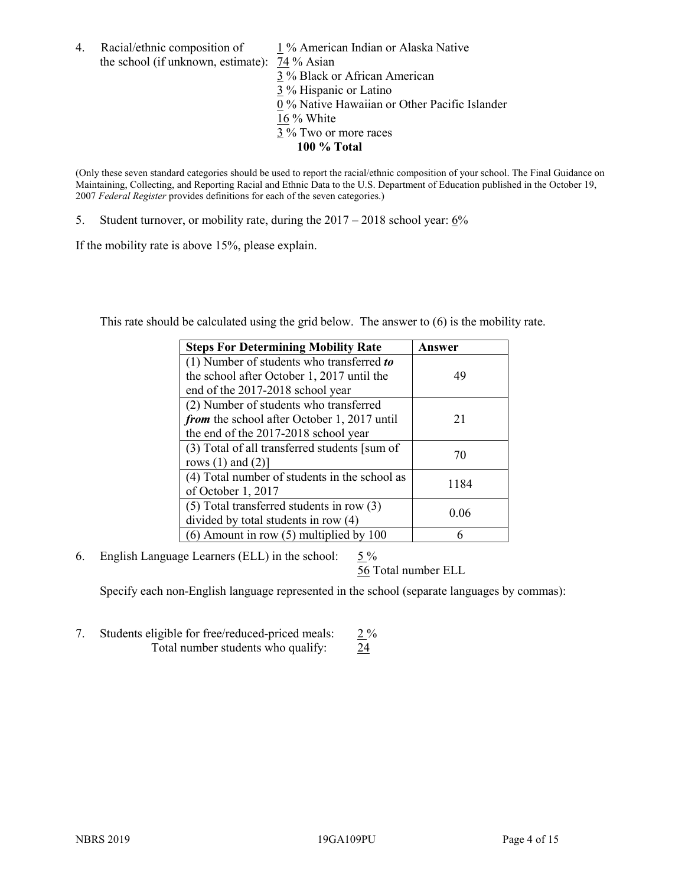4. Racial/ethnic composition of the school (if unknown, estimate):
   1 % American Indian or Alaska Native
   74 % Asian
   3 % Black or African American
   3 % Hispanic or Latino
   0 % Native Hawaiian or Other Pacific Islander
   16 % White
   3 % Two or more races
   **100 % Total**

(Only these seven standard categories should be used to report the racial/ethnic composition of your school. The Final Guidance on Maintaining, Collecting, and Reporting Racial and Ethnic Data to the U.S. Department of Education published in the October 19, 2007 *Federal Register* provides definitions for each of the seven categories.)

5. Student turnover, or mobility rate, during the 2017 – 2018 school year: 6%

If the mobility rate is above 15%, please explain.

This rate should be calculated using the grid below. The answer to (6) is the mobility rate.

| **Steps For Determining Mobility Rate** | **Answer** |
|---|---|
| (1) Number of students who transferred ***to*** the school after October 1, 2017 until the end of the 2017-2018 school year | 49 |
| (2) Number of students who transferred ***from*** the school after October 1, 2017 until the end of the 2017-2018 school year | 21 |
| (3) Total of all transferred students [sum of rows (1) and (2)] | 70 |
| (4) Total number of students in the school as of October 1, 2017 | 1184 |
| (5) Total transferred students in row (3) divided by total students in row (4) | 0.06 |
| (6) Amount in row (5) multiplied by 100 | 6 |

6. English Language Learners (ELL) in the school: 5 %
   56 Total number ELL

   Specify each non-English language represented in the school (separate languages by commas):

7. Students eligible for free/reduced-priced meals: 2 %
   Total number students who qualify: 24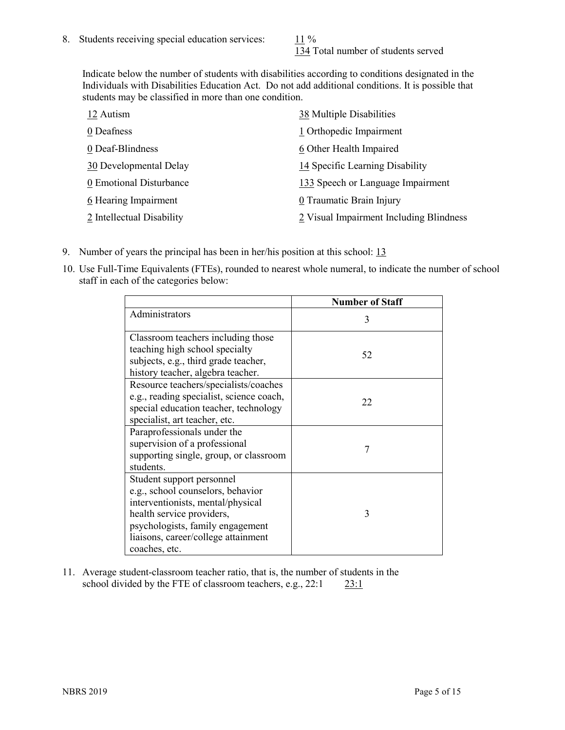8. Students receiving special education services: 11 %
   134 Total number of students served

   Indicate below the number of students with disabilities according to conditions designated in the Individuals with Disabilities Education Act. Do not add additional conditions. It is possible that students may be classified in more than one condition.

   12 Autism
   0 Deafness
   0 Deaf-Blindness
   30 Developmental Delay
   0 Emotional Disturbance
   6 Hearing Impairment
   2 Intellectual Disability
   38 Multiple Disabilities
   1 Orthopedic Impairment
   6 Other Health Impaired
   14 Specific Learning Disability
   133 Speech or Language Impairment
   0 Traumatic Brain Injury
   2 Visual Impairment Including Blindness

9. Number of years the principal has been in her/his position at this school: 13

10. Use Full-Time Equivalents (FTEs), rounded to nearest whole numeral, to indicate the number of school staff in each of the categories below:

| | Number of Staff |
|---|---|
| Administrators | 3 |
| Classroom teachers including those teaching high school specialty subjects, e.g., third grade teacher, history teacher, algebra teacher. | 52 |
| Resource teachers/specialists/coaches e.g., reading specialist, science coach, special education teacher, technology specialist, art teacher, etc. | 22 |
| Paraprofessionals under the supervision of a professional supporting single, group, or classroom students. | 7 |
| Student support personnel e.g., school counselors, behavior interventionists, mental/physical health service providers, psychologists, family engagement liaisons, career/college attainment coaches, etc. | 3 |

11. Average student-classroom teacher ratio, that is, the number of students in the school divided by the FTE of classroom teachers, e.g., 22:1 23:1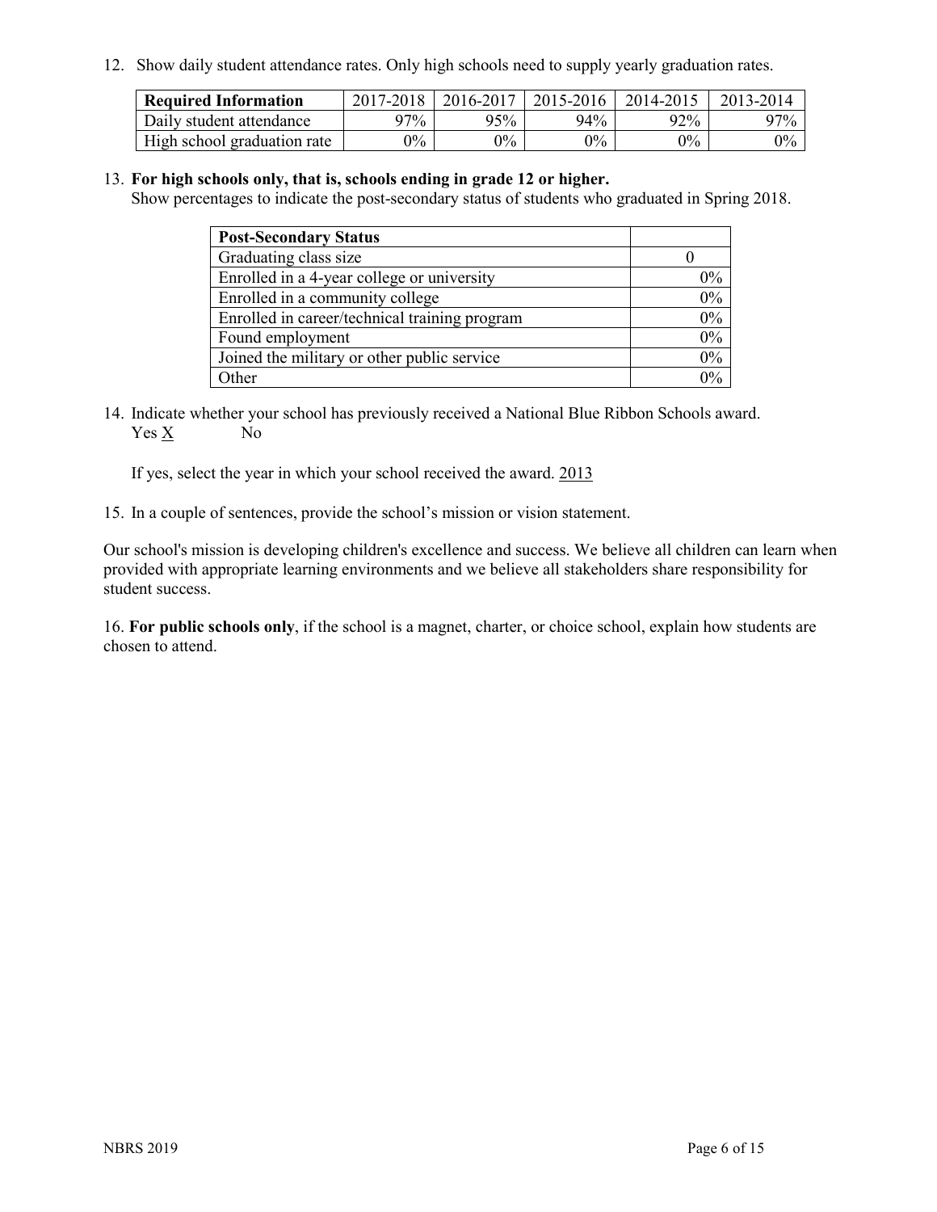12. Show daily student attendance rates. Only high schools need to supply yearly graduation rates.

| Required Information | 2017-2018 | 2016-2017 | 2015-2016 | 2014-2015 | 2013-2014 |
|---|---|---|---|---|---|
| Daily student attendance | 97% | 95% | 94% | 92% | 97% |
| High school graduation rate | 0% | 0% | 0% | 0% | 0% |

13. **For high schools only, that is, schools ending in grade 12 or higher.**
Show percentages to indicate the post-secondary status of students who graduated in Spring 2018.

| Post-Secondary Status | |
|---|---|
| Graduating class size | 0 |
| Enrolled in a 4-year college or university | 0% |
| Enrolled in a community college | 0% |
| Enrolled in career/technical training program | 0% |
| Found employment | 0% |
| Joined the military or other public service | 0% |
| Other | 0% |

14. Indicate whether your school has previously received a National Blue Ribbon Schools award.
Yes X No

If yes, select the year in which your school received the award. 2013

15. In a couple of sentences, provide the school's mission or vision statement.

Our school's mission is developing children's excellence and success. We believe all children can learn when provided with appropriate learning environments and we believe all stakeholders share responsibility for student success.

16. **For public schools only**, if the school is a magnet, charter, or choice school, explain how students are chosen to attend.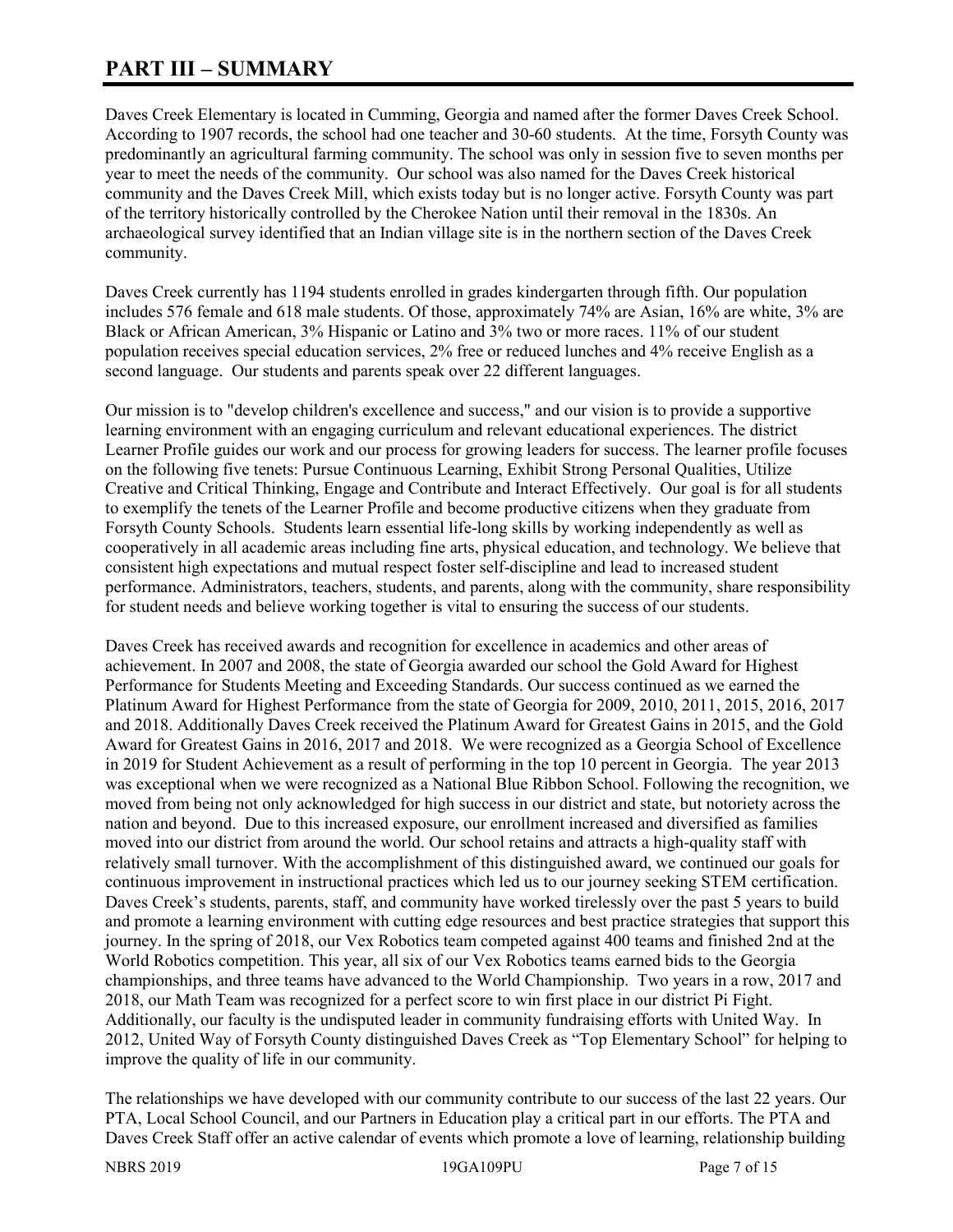# PART III – SUMMARY

Daves Creek Elementary is located in Cumming, Georgia and named after the former Daves Creek School. According to 1907 records, the school had one teacher and 30-60 students. At the time, Forsyth County was predominantly an agricultural farming community. The school was only in session five to seven months per year to meet the needs of the community. Our school was also named for the Daves Creek historical community and the Daves Creek Mill, which exists today but is no longer active. Forsyth County was part of the territory historically controlled by the Cherokee Nation until their removal in the 1830s. An archaeological survey identified that an Indian village site is in the northern section of the Daves Creek community.

Daves Creek currently has 1194 students enrolled in grades kindergarten through fifth. Our population includes 576 female and 618 male students. Of those, approximately 74% are Asian, 16% are white, 3% are Black or African American, 3% Hispanic or Latino and 3% two or more races. 11% of our student population receives special education services, 2% free or reduced lunches and 4% receive English as a second language. Our students and parents speak over 22 different languages.

Our mission is to "develop children's excellence and success," and our vision is to provide a supportive learning environment with an engaging curriculum and relevant educational experiences. The district Learner Profile guides our work and our process for growing leaders for success. The learner profile focuses on the following five tenets: Pursue Continuous Learning, Exhibit Strong Personal Qualities, Utilize Creative and Critical Thinking, Engage and Contribute and Interact Effectively. Our goal is for all students to exemplify the tenets of the Learner Profile and become productive citizens when they graduate from Forsyth County Schools. Students learn essential life-long skills by working independently as well as cooperatively in all academic areas including fine arts, physical education, and technology. We believe that consistent high expectations and mutual respect foster self-discipline and lead to increased student performance. Administrators, teachers, students, and parents, along with the community, share responsibility for student needs and believe working together is vital to ensuring the success of our students.

Daves Creek has received awards and recognition for excellence in academics and other areas of achievement. In 2007 and 2008, the state of Georgia awarded our school the Gold Award for Highest Performance for Students Meeting and Exceeding Standards. Our success continued as we earned the Platinum Award for Highest Performance from the state of Georgia for 2009, 2010, 2011, 2015, 2016, 2017 and 2018. Additionally Daves Creek received the Platinum Award for Greatest Gains in 2015, and the Gold Award for Greatest Gains in 2016, 2017 and 2018. We were recognized as a Georgia School of Excellence in 2019 for Student Achievement as a result of performing in the top 10 percent in Georgia. The year 2013 was exceptional when we were recognized as a National Blue Ribbon School. Following the recognition, we moved from being not only acknowledged for high success in our district and state, but notoriety across the nation and beyond. Due to this increased exposure, our enrollment increased and diversified as families moved into our district from around the world. Our school retains and attracts a high-quality staff with relatively small turnover. With the accomplishment of this distinguished award, we continued our goals for continuous improvement in instructional practices which led us to our journey seeking STEM certification. Daves Creek's students, parents, staff, and community have worked tirelessly over the past 5 years to build and promote a learning environment with cutting edge resources and best practice strategies that support this journey. In the spring of 2018, our Vex Robotics team competed against 400 teams and finished 2nd at the World Robotics competition. This year, all six of our Vex Robotics teams earned bids to the Georgia championships, and three teams have advanced to the World Championship. Two years in a row, 2017 and 2018, our Math Team was recognized for a perfect score to win first place in our district Pi Fight. Additionally, our faculty is the undisputed leader in community fundraising efforts with United Way. In 2012, United Way of Forsyth County distinguished Daves Creek as "Top Elementary School" for helping to improve the quality of life in our community.

The relationships we have developed with our community contribute to our success of the last 22 years. Our PTA, Local School Council, and our Partners in Education play a critical part in our efforts. The PTA and Daves Creek Staff offer an active calendar of events which promote a love of learning, relationship building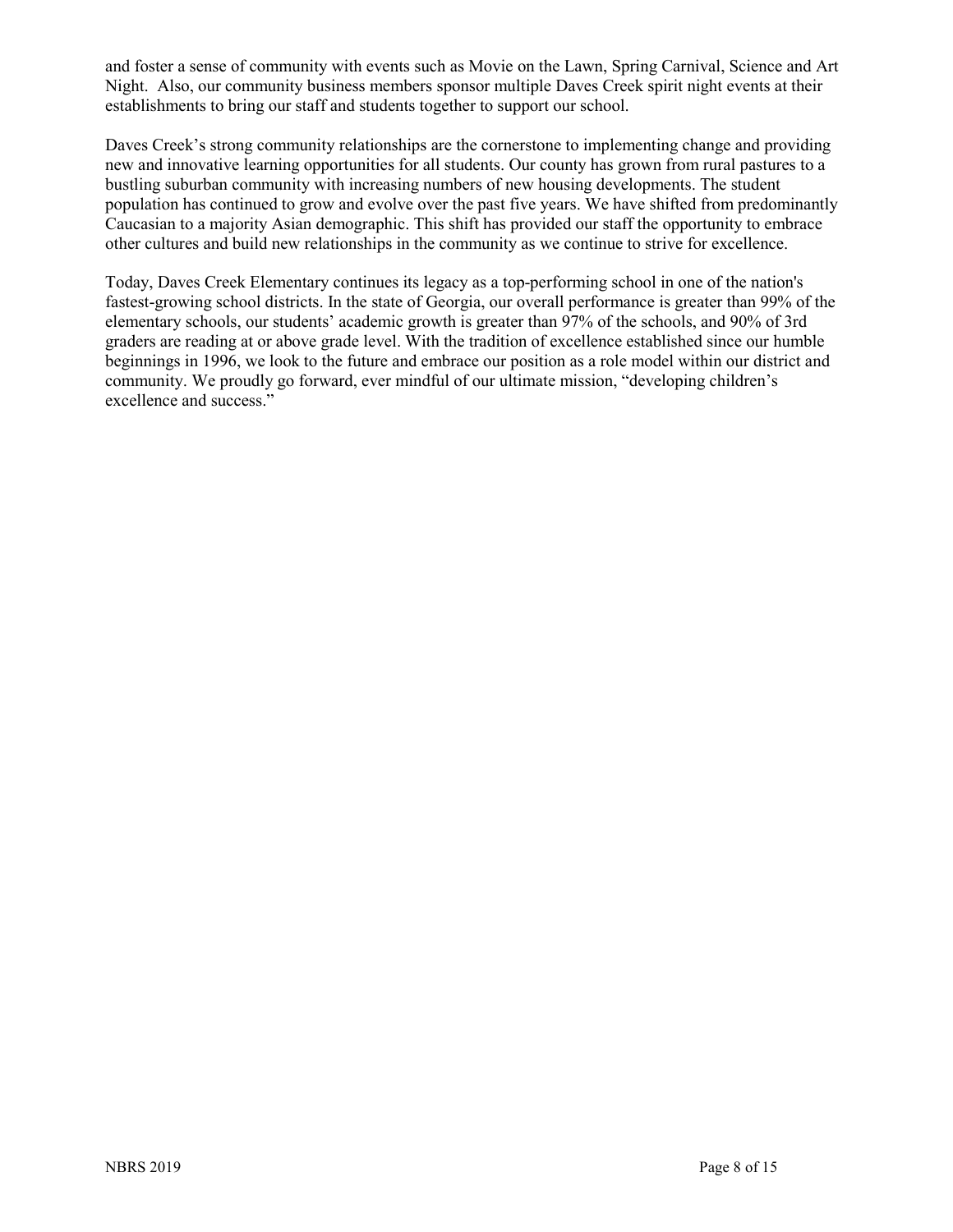and foster a sense of community with events such as Movie on the Lawn, Spring Carnival, Science and Art Night. Also, our community business members sponsor multiple Daves Creek spirit night events at their establishments to bring our staff and students together to support our school.

Daves Creek's strong community relationships are the cornerstone to implementing change and providing new and innovative learning opportunities for all students. Our county has grown from rural pastures to a bustling suburban community with increasing numbers of new housing developments. The student population has continued to grow and evolve over the past five years. We have shifted from predominantly Caucasian to a majority Asian demographic. This shift has provided our staff the opportunity to embrace other cultures and build new relationships in the community as we continue to strive for excellence.

Today, Daves Creek Elementary continues its legacy as a top-performing school in one of the nation's fastest-growing school districts. In the state of Georgia, our overall performance is greater than 99% of the elementary schools, our students' academic growth is greater than 97% of the schools, and 90% of 3rd graders are reading at or above grade level. With the tradition of excellence established since our humble beginnings in 1996, we look to the future and embrace our position as a role model within our district and community. We proudly go forward, ever mindful of our ultimate mission, "developing children's excellence and success."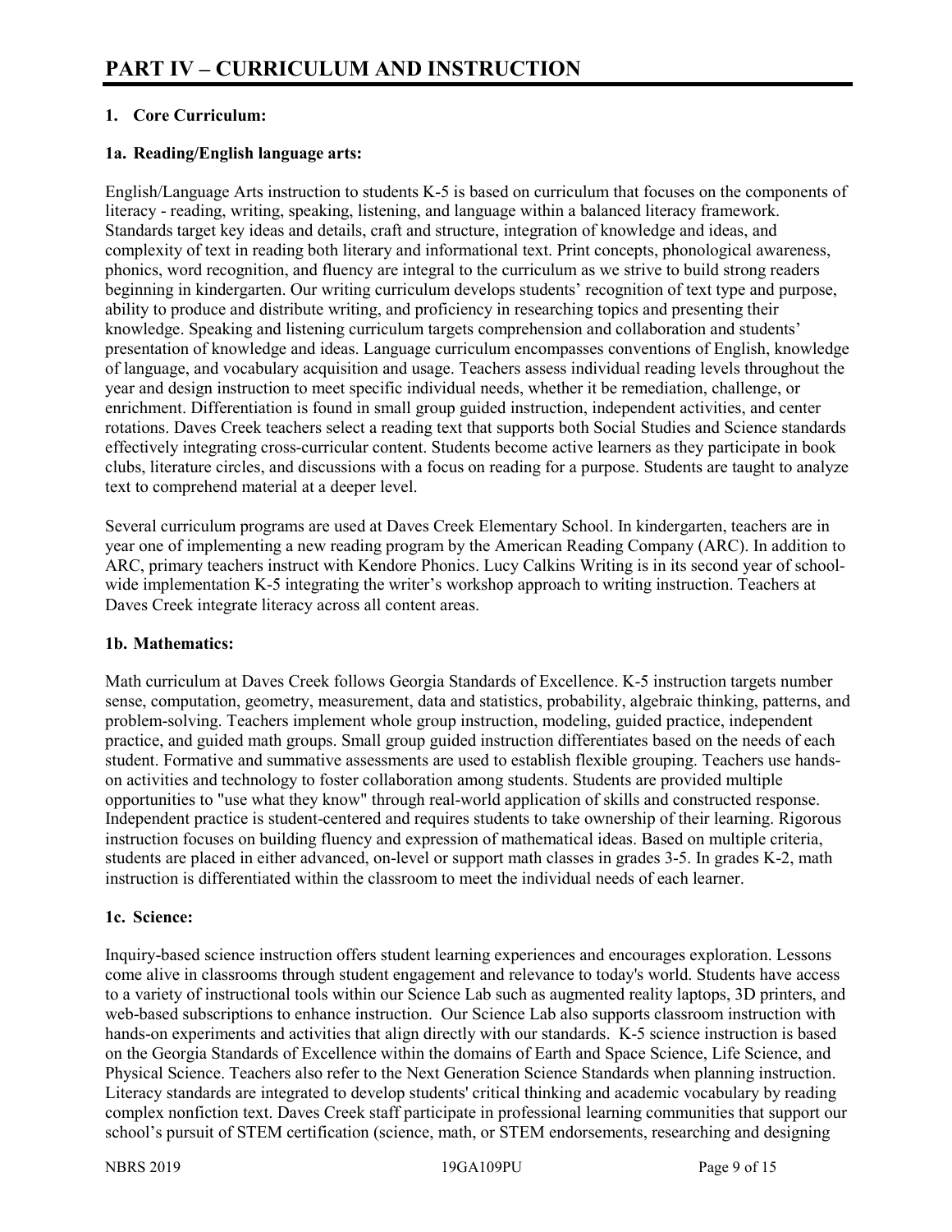# PART IV – CURRICULUM AND INSTRUCTION

## 1. Core Curriculum:

### 1a. Reading/English language arts:

English/Language Arts instruction to students K-5 is based on curriculum that focuses on the components of literacy - reading, writing, speaking, listening, and language within a balanced literacy framework. Standards target key ideas and details, craft and structure, integration of knowledge and ideas, and complexity of text in reading both literary and informational text. Print concepts, phonological awareness, phonics, word recognition, and fluency are integral to the curriculum as we strive to build strong readers beginning in kindergarten. Our writing curriculum develops students' recognition of text type and purpose, ability to produce and distribute writing, and proficiency in researching topics and presenting their knowledge. Speaking and listening curriculum targets comprehension and collaboration and students' presentation of knowledge and ideas. Language curriculum encompasses conventions of English, knowledge of language, and vocabulary acquisition and usage. Teachers assess individual reading levels throughout the year and design instruction to meet specific individual needs, whether it be remediation, challenge, or enrichment. Differentiation is found in small group guided instruction, independent activities, and center rotations. Daves Creek teachers select a reading text that supports both Social Studies and Science standards effectively integrating cross-curricular content. Students become active learners as they participate in book clubs, literature circles, and discussions with a focus on reading for a purpose. Students are taught to analyze text to comprehend material at a deeper level.

Several curriculum programs are used at Daves Creek Elementary School. In kindergarten, teachers are in year one of implementing a new reading program by the American Reading Company (ARC). In addition to ARC, primary teachers instruct with Kendore Phonics. Lucy Calkins Writing is in its second year of school-wide implementation K-5 integrating the writer's workshop approach to writing instruction. Teachers at Daves Creek integrate literacy across all content areas.

### 1b. Mathematics:

Math curriculum at Daves Creek follows Georgia Standards of Excellence. K-5 instruction targets number sense, computation, geometry, measurement, data and statistics, probability, algebraic thinking, patterns, and problem-solving. Teachers implement whole group instruction, modeling, guided practice, independent practice, and guided math groups. Small group guided instruction differentiates based on the needs of each student. Formative and summative assessments are used to establish flexible grouping. Teachers use hands-on activities and technology to foster collaboration among students. Students are provided multiple opportunities to "use what they know" through real-world application of skills and constructed response. Independent practice is student-centered and requires students to take ownership of their learning. Rigorous instruction focuses on building fluency and expression of mathematical ideas. Based on multiple criteria, students are placed in either advanced, on-level or support math classes in grades 3-5. In grades K-2, math instruction is differentiated within the classroom to meet the individual needs of each learner.

### 1c. Science:

Inquiry-based science instruction offers student learning experiences and encourages exploration. Lessons come alive in classrooms through student engagement and relevance to today's world. Students have access to a variety of instructional tools within our Science Lab such as augmented reality laptops, 3D printers, and web-based subscriptions to enhance instruction. Our Science Lab also supports classroom instruction with hands-on experiments and activities that align directly with our standards. K-5 science instruction is based on the Georgia Standards of Excellence within the domains of Earth and Space Science, Life Science, and Physical Science. Teachers also refer to the Next Generation Science Standards when planning instruction. Literacy standards are integrated to develop students' critical thinking and academic vocabulary by reading complex nonfiction text. Daves Creek staff participate in professional learning communities that support our school's pursuit of STEM certification (science, math, or STEM endorsements, researching and designing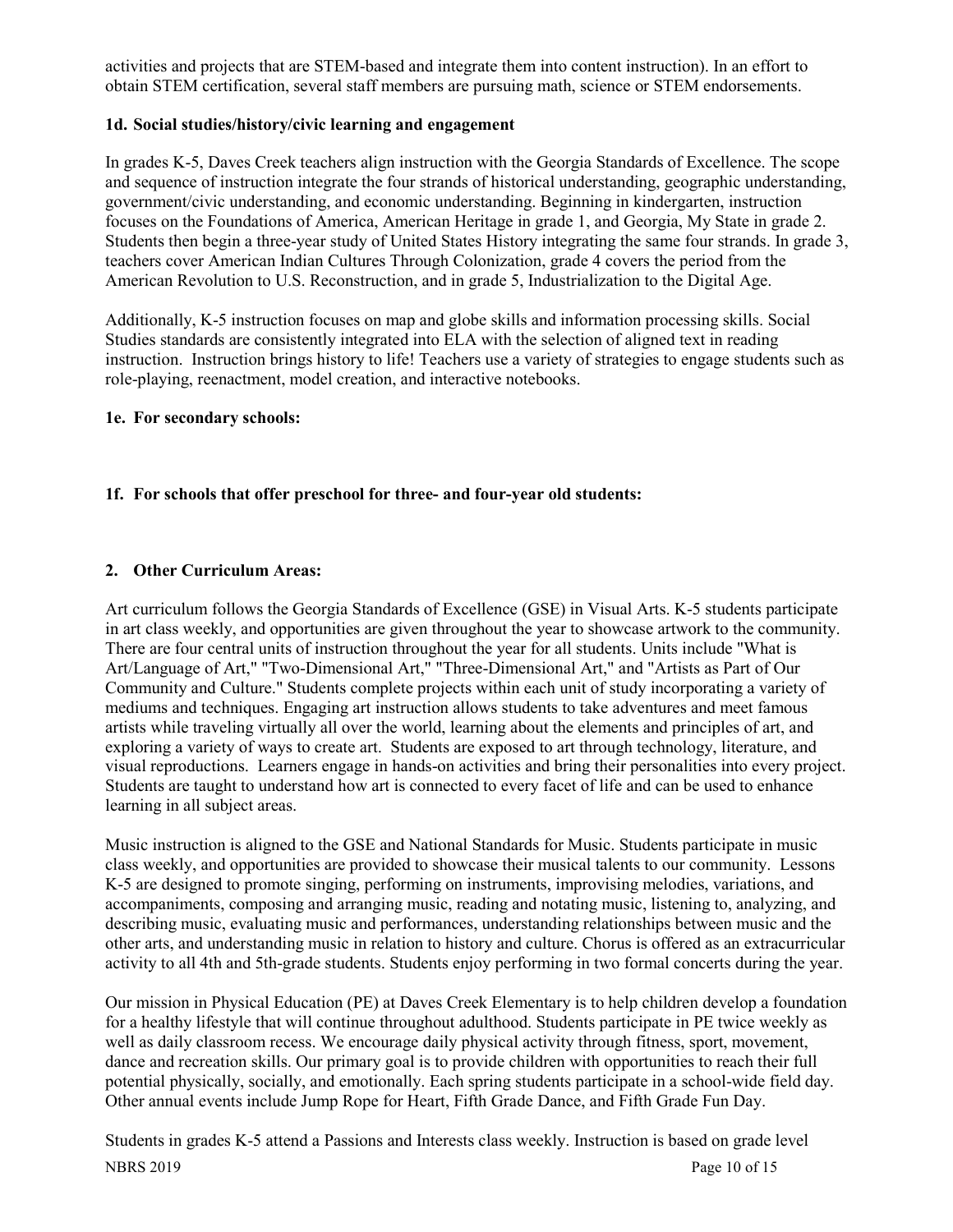activities and projects that are STEM-based and integrate them into content instruction). In an effort to obtain STEM certification, several staff members are pursuing math, science or STEM endorsements.

**1d. Social studies/history/civic learning and engagement**

In grades K-5, Daves Creek teachers align instruction with the Georgia Standards of Excellence. The scope and sequence of instruction integrate the four strands of historical understanding, geographic understanding, government/civic understanding, and economic understanding. Beginning in kindergarten, instruction focuses on the Foundations of America, American Heritage in grade 1, and Georgia, My State in grade 2. Students then begin a three-year study of United States History integrating the same four strands. In grade 3, teachers cover American Indian Cultures Through Colonization, grade 4 covers the period from the American Revolution to U.S. Reconstruction, and in grade 5, Industrialization to the Digital Age.

Additionally, K-5 instruction focuses on map and globe skills and information processing skills. Social Studies standards are consistently integrated into ELA with the selection of aligned text in reading instruction. Instruction brings history to life! Teachers use a variety of strategies to engage students such as role-playing, reenactment, model creation, and interactive notebooks.

**1e. For secondary schools:**

**1f. For schools that offer preschool for three- and four-year old students:**

**2. Other Curriculum Areas:**

Art curriculum follows the Georgia Standards of Excellence (GSE) in Visual Arts. K-5 students participate in art class weekly, and opportunities are given throughout the year to showcase artwork to the community. There are four central units of instruction throughout the year for all students. Units include "What is Art/Language of Art," "Two-Dimensional Art," "Three-Dimensional Art," and "Artists as Part of Our Community and Culture." Students complete projects within each unit of study incorporating a variety of mediums and techniques. Engaging art instruction allows students to take adventures and meet famous artists while traveling virtually all over the world, learning about the elements and principles of art, and exploring a variety of ways to create art. Students are exposed to art through technology, literature, and visual reproductions. Learners engage in hands-on activities and bring their personalities into every project. Students are taught to understand how art is connected to every facet of life and can be used to enhance learning in all subject areas.

Music instruction is aligned to the GSE and National Standards for Music. Students participate in music class weekly, and opportunities are provided to showcase their musical talents to our community. Lessons K-5 are designed to promote singing, performing on instruments, improvising melodies, variations, and accompaniments, composing and arranging music, reading and notating music, listening to, analyzing, and describing music, evaluating music and performances, understanding relationships between music and the other arts, and understanding music in relation to history and culture. Chorus is offered as an extracurricular activity to all 4th and 5th-grade students. Students enjoy performing in two formal concerts during the year.

Our mission in Physical Education (PE) at Daves Creek Elementary is to help children develop a foundation for a healthy lifestyle that will continue throughout adulthood. Students participate in PE twice weekly as well as daily classroom recess. We encourage daily physical activity through fitness, sport, movement, dance and recreation skills. Our primary goal is to provide children with opportunities to reach their full potential physically, socially, and emotionally. Each spring students participate in a school-wide field day. Other annual events include Jump Rope for Heart, Fifth Grade Dance, and Fifth Grade Fun Day.

Students in grades K-5 attend a Passions and Interests class weekly. Instruction is based on grade level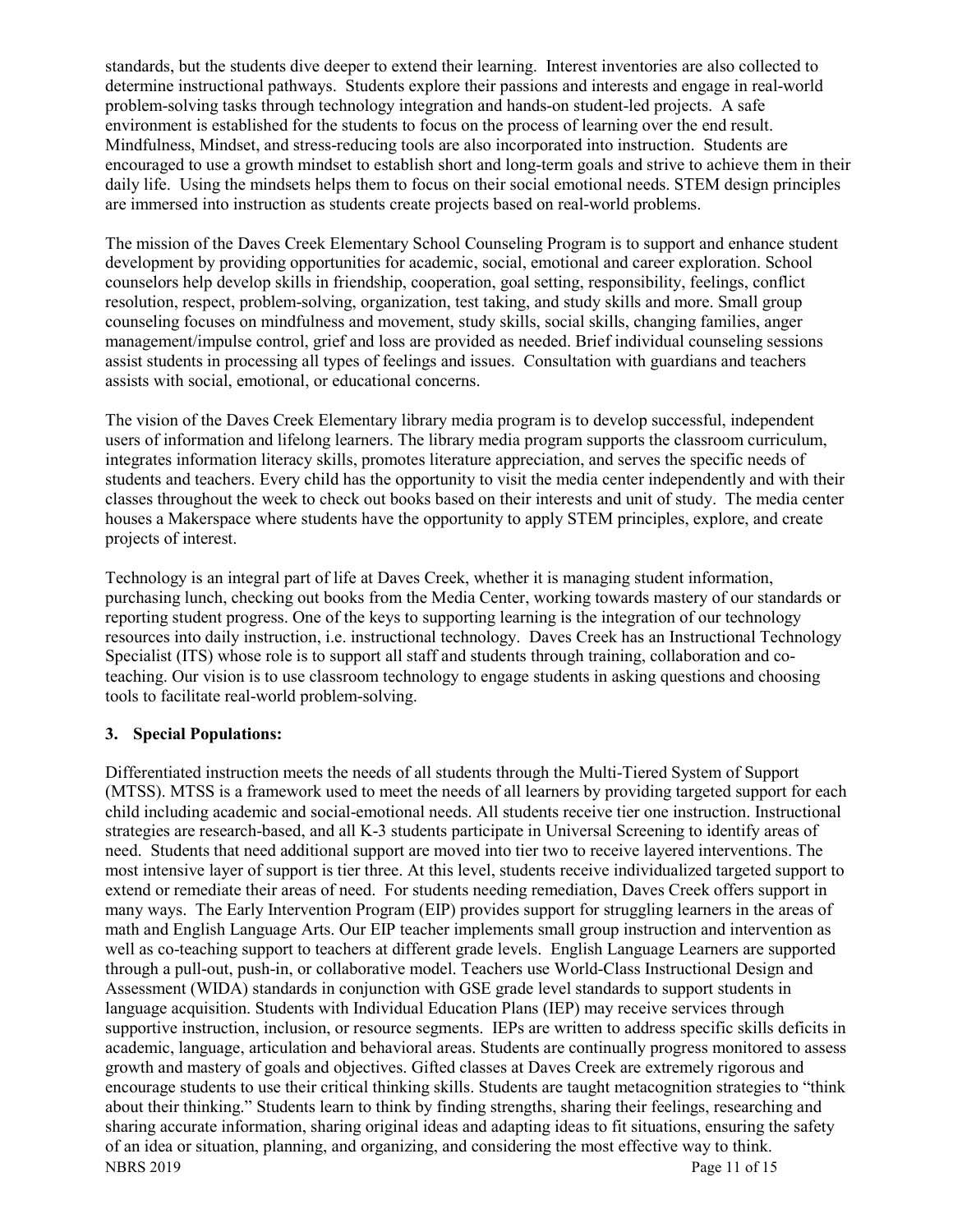standards, but the students dive deeper to extend their learning. Interest inventories are also collected to determine instructional pathways. Students explore their passions and interests and engage in real-world problem-solving tasks through technology integration and hands-on student-led projects. A safe environment is established for the students to focus on the process of learning over the end result. Mindfulness, Mindset, and stress-reducing tools are also incorporated into instruction. Students are encouraged to use a growth mindset to establish short and long-term goals and strive to achieve them in their daily life. Using the mindsets helps them to focus on their social emotional needs. STEM design principles are immersed into instruction as students create projects based on real-world problems.

The mission of the Daves Creek Elementary School Counseling Program is to support and enhance student development by providing opportunities for academic, social, emotional and career exploration. School counselors help develop skills in friendship, cooperation, goal setting, responsibility, feelings, conflict resolution, respect, problem-solving, organization, test taking, and study skills and more. Small group counseling focuses on mindfulness and movement, study skills, social skills, changing families, anger management/impulse control, grief and loss are provided as needed. Brief individual counseling sessions assist students in processing all types of feelings and issues. Consultation with guardians and teachers assists with social, emotional, or educational concerns.

The vision of the Daves Creek Elementary library media program is to develop successful, independent users of information and lifelong learners. The library media program supports the classroom curriculum, integrates information literacy skills, promotes literature appreciation, and serves the specific needs of students and teachers. Every child has the opportunity to visit the media center independently and with their classes throughout the week to check out books based on their interests and unit of study. The media center houses a Makerspace where students have the opportunity to apply STEM principles, explore, and create projects of interest.

Technology is an integral part of life at Daves Creek, whether it is managing student information, purchasing lunch, checking out books from the Media Center, working towards mastery of our standards or reporting student progress. One of the keys to supporting learning is the integration of our technology resources into daily instruction, i.e. instructional technology. Daves Creek has an Instructional Technology Specialist (ITS) whose role is to support all staff and students through training, collaboration and co-teaching. Our vision is to use classroom technology to engage students in asking questions and choosing tools to facilitate real-world problem-solving.

**3. Special Populations:**

Differentiated instruction meets the needs of all students through the Multi-Tiered System of Support (MTSS). MTSS is a framework used to meet the needs of all learners by providing targeted support for each child including academic and social-emotional needs. All students receive tier one instruction. Instructional strategies are research-based, and all K-3 students participate in Universal Screening to identify areas of need. Students that need additional support are moved into tier two to receive layered interventions. The most intensive layer of support is tier three. At this level, students receive individualized targeted support to extend or remediate their areas of need. For students needing remediation, Daves Creek offers support in many ways. The Early Intervention Program (EIP) provides support for struggling learners in the areas of math and English Language Arts. Our EIP teacher implements small group instruction and intervention as well as co-teaching support to teachers at different grade levels. English Language Learners are supported through a pull-out, push-in, or collaborative model. Teachers use World-Class Instructional Design and Assessment (WIDA) standards in conjunction with GSE grade level standards to support students in language acquisition. Students with Individual Education Plans (IEP) may receive services through supportive instruction, inclusion, or resource segments. IEPs are written to address specific skills deficits in academic, language, articulation and behavioral areas. Students are continually progress monitored to assess growth and mastery of goals and objectives. Gifted classes at Daves Creek are extremely rigorous and encourage students to use their critical thinking skills. Students are taught metacognition strategies to "think about their thinking." Students learn to think by finding strengths, sharing their feelings, researching and sharing accurate information, sharing original ideas and adapting ideas to fit situations, ensuring the safety of an idea or situation, planning, and organizing, and considering the most effective way to think.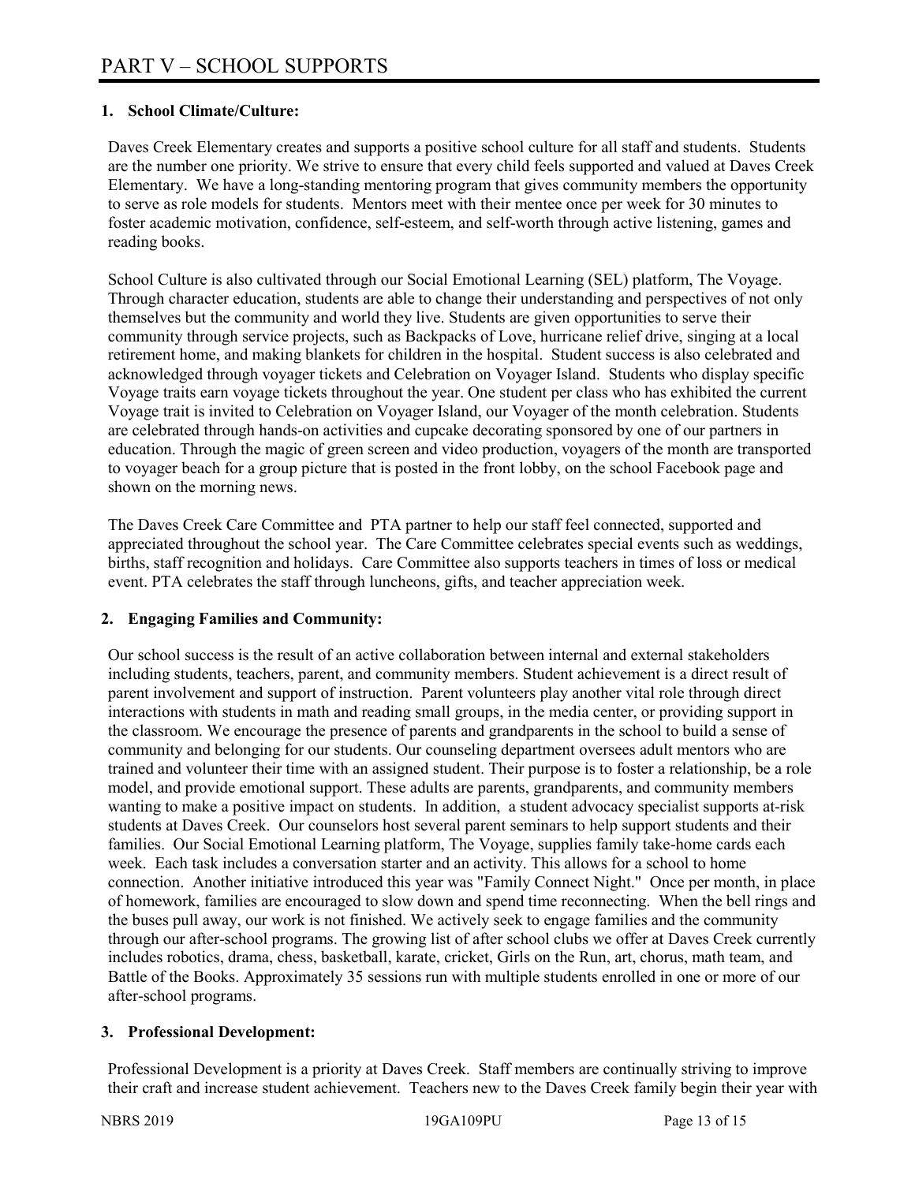# PART V – SCHOOL SUPPORTS

**1. School Climate/Culture:**

Daves Creek Elementary creates and supports a positive school culture for all staff and students. Students are the number one priority. We strive to ensure that every child feels supported and valued at Daves Creek Elementary. We have a long-standing mentoring program that gives community members the opportunity to serve as role models for students. Mentors meet with their mentee once per week for 30 minutes to foster academic motivation, confidence, self-esteem, and self-worth through active listening, games and reading books.

School Culture is also cultivated through our Social Emotional Learning (SEL) platform, The Voyage. Through character education, students are able to change their understanding and perspectives of not only themselves but the community and world they live. Students are given opportunities to serve their community through service projects, such as Backpacks of Love, hurricane relief drive, singing at a local retirement home, and making blankets for children in the hospital. Student success is also celebrated and acknowledged through voyager tickets and Celebration on Voyager Island. Students who display specific Voyage traits earn voyage tickets throughout the year. One student per class who has exhibited the current Voyage trait is invited to Celebration on Voyager Island, our Voyager of the month celebration. Students are celebrated through hands-on activities and cupcake decorating sponsored by one of our partners in education. Through the magic of green screen and video production, voyagers of the month are transported to voyager beach for a group picture that is posted in the front lobby, on the school Facebook page and shown on the morning news.

The Daves Creek Care Committee and PTA partner to help our staff feel connected, supported and appreciated throughout the school year. The Care Committee celebrates special events such as weddings, births, staff recognition and holidays. Care Committee also supports teachers in times of loss or medical event. PTA celebrates the staff through luncheons, gifts, and teacher appreciation week.

**2. Engaging Families and Community:**

Our school success is the result of an active collaboration between internal and external stakeholders including students, teachers, parent, and community members. Student achievement is a direct result of parent involvement and support of instruction. Parent volunteers play another vital role through direct interactions with students in math and reading small groups, in the media center, or providing support in the classroom. We encourage the presence of parents and grandparents in the school to build a sense of community and belonging for our students. Our counseling department oversees adult mentors who are trained and volunteer their time with an assigned student. Their purpose is to foster a relationship, be a role model, and provide emotional support. These adults are parents, grandparents, and community members wanting to make a positive impact on students. In addition, a student advocacy specialist supports at-risk students at Daves Creek. Our counselors host several parent seminars to help support students and their families. Our Social Emotional Learning platform, The Voyage, supplies family take-home cards each week. Each task includes a conversation starter and an activity. This allows for a school to home connection. Another initiative introduced this year was "Family Connect Night." Once per month, in place of homework, families are encouraged to slow down and spend time reconnecting. When the bell rings and the buses pull away, our work is not finished. We actively seek to engage families and the community through our after-school programs. The growing list of after school clubs we offer at Daves Creek currently includes robotics, drama, chess, basketball, karate, cricket, Girls on the Run, art, chorus, math team, and Battle of the Books. Approximately 35 sessions run with multiple students enrolled in one or more of our after-school programs.

**3. Professional Development:**

Professional Development is a priority at Daves Creek. Staff members are continually striving to improve their craft and increase student achievement. Teachers new to the Daves Creek family begin their year with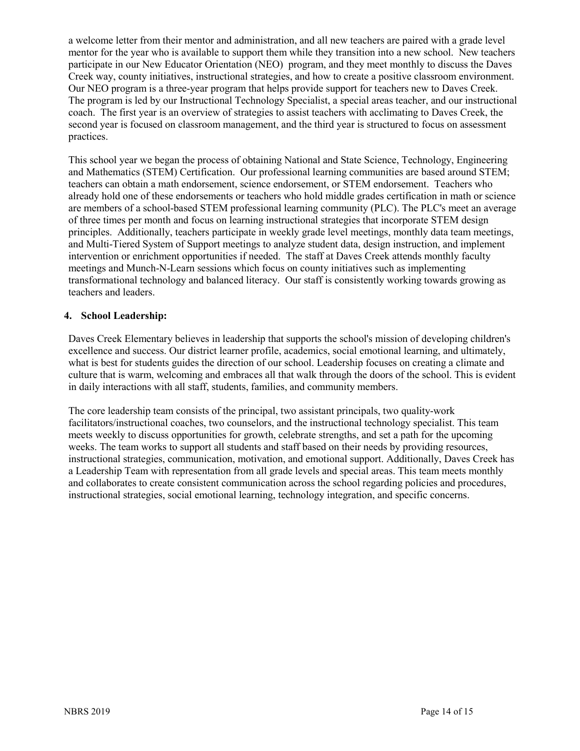a welcome letter from their mentor and administration, and all new teachers are paired with a grade level mentor for the year who is available to support them while they transition into a new school. New teachers participate in our New Educator Orientation (NEO) program, and they meet monthly to discuss the Daves Creek way, county initiatives, instructional strategies, and how to create a positive classroom environment. Our NEO program is a three-year program that helps provide support for teachers new to Daves Creek. The program is led by our Instructional Technology Specialist, a special areas teacher, and our instructional coach. The first year is an overview of strategies to assist teachers with acclimating to Daves Creek, the second year is focused on classroom management, and the third year is structured to focus on assessment practices.

This school year we began the process of obtaining National and State Science, Technology, Engineering and Mathematics (STEM) Certification. Our professional learning communities are based around STEM; teachers can obtain a math endorsement, science endorsement, or STEM endorsement. Teachers who already hold one of these endorsements or teachers who hold middle grades certification in math or science are members of a school-based STEM professional learning community (PLC). The PLC's meet an average of three times per month and focus on learning instructional strategies that incorporate STEM design principles. Additionally, teachers participate in weekly grade level meetings, monthly data team meetings, and Multi-Tiered System of Support meetings to analyze student data, design instruction, and implement intervention or enrichment opportunities if needed. The staff at Daves Creek attends monthly faculty meetings and Munch-N-Learn sessions which focus on county initiatives such as implementing transformational technology and balanced literacy. Our staff is consistently working towards growing as teachers and leaders.

**4. School Leadership:**

Daves Creek Elementary believes in leadership that supports the school's mission of developing children's excellence and success. Our district learner profile, academics, social emotional learning, and ultimately, what is best for students guides the direction of our school. Leadership focuses on creating a climate and culture that is warm, welcoming and embraces all that walk through the doors of the school. This is evident in daily interactions with all staff, students, families, and community members.

The core leadership team consists of the principal, two assistant principals, two quality-work facilitators/instructional coaches, two counselors, and the instructional technology specialist. This team meets weekly to discuss opportunities for growth, celebrate strengths, and set a path for the upcoming weeks. The team works to support all students and staff based on their needs by providing resources, instructional strategies, communication, motivation, and emotional support. Additionally, Daves Creek has a Leadership Team with representation from all grade levels and special areas. This team meets monthly and collaborates to create consistent communication across the school regarding policies and procedures, instructional strategies, social emotional learning, technology integration, and specific concerns.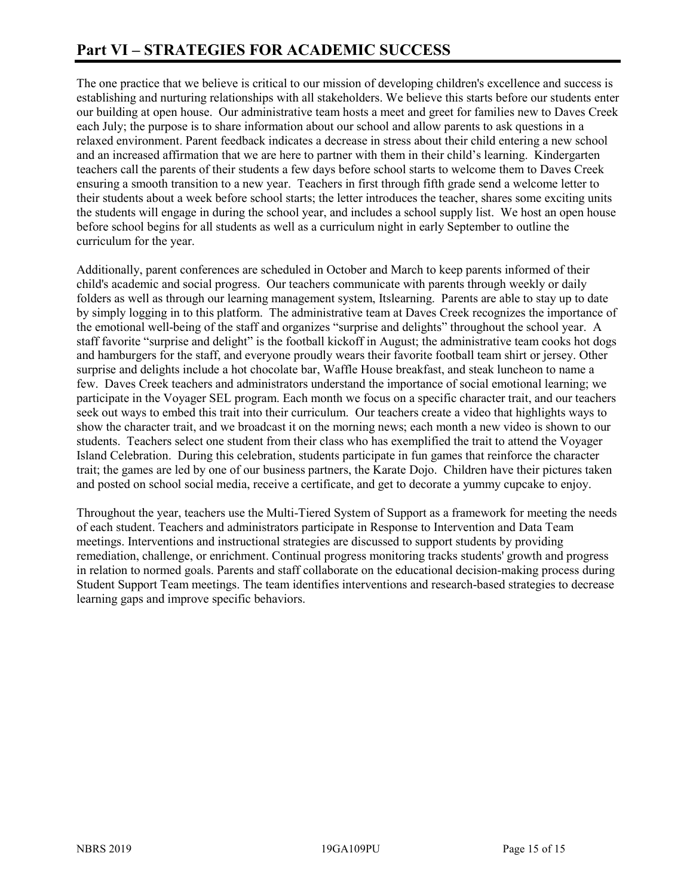# Part VI – STRATEGIES FOR ACADEMIC SUCCESS

The one practice that we believe is critical to our mission of developing children's excellence and success is establishing and nurturing relationships with all stakeholders. We believe this starts before our students enter our building at open house. Our administrative team hosts a meet and greet for families new to Daves Creek each July; the purpose is to share information about our school and allow parents to ask questions in a relaxed environment. Parent feedback indicates a decrease in stress about their child entering a new school and an increased affirmation that we are here to partner with them in their child's learning. Kindergarten teachers call the parents of their students a few days before school starts to welcome them to Daves Creek ensuring a smooth transition to a new year. Teachers in first through fifth grade send a welcome letter to their students about a week before school starts; the letter introduces the teacher, shares some exciting units the students will engage in during the school year, and includes a school supply list. We host an open house before school begins for all students as well as a curriculum night in early September to outline the curriculum for the year.

Additionally, parent conferences are scheduled in October and March to keep parents informed of their child's academic and social progress. Our teachers communicate with parents through weekly or daily folders as well as through our learning management system, Itslearning. Parents are able to stay up to date by simply logging in to this platform. The administrative team at Daves Creek recognizes the importance of the emotional well-being of the staff and organizes "surprise and delights" throughout the school year. A staff favorite "surprise and delight" is the football kickoff in August; the administrative team cooks hot dogs and hamburgers for the staff, and everyone proudly wears their favorite football team shirt or jersey. Other surprise and delights include a hot chocolate bar, Waffle House breakfast, and steak luncheon to name a few. Daves Creek teachers and administrators understand the importance of social emotional learning; we participate in the Voyager SEL program. Each month we focus on a specific character trait, and our teachers seek out ways to embed this trait into their curriculum. Our teachers create a video that highlights ways to show the character trait, and we broadcast it on the morning news; each month a new video is shown to our students. Teachers select one student from their class who has exemplified the trait to attend the Voyager Island Celebration. During this celebration, students participate in fun games that reinforce the character trait; the games are led by one of our business partners, the Karate Dojo. Children have their pictures taken and posted on school social media, receive a certificate, and get to decorate a yummy cupcake to enjoy.

Throughout the year, teachers use the Multi-Tiered System of Support as a framework for meeting the needs of each student. Teachers and administrators participate in Response to Intervention and Data Team meetings. Interventions and instructional strategies are discussed to support students by providing remediation, challenge, or enrichment. Continual progress monitoring tracks students' growth and progress in relation to normed goals. Parents and staff collaborate on the educational decision-making process during Student Support Team meetings. The team identifies interventions and research-based strategies to decrease learning gaps and improve specific behaviors.